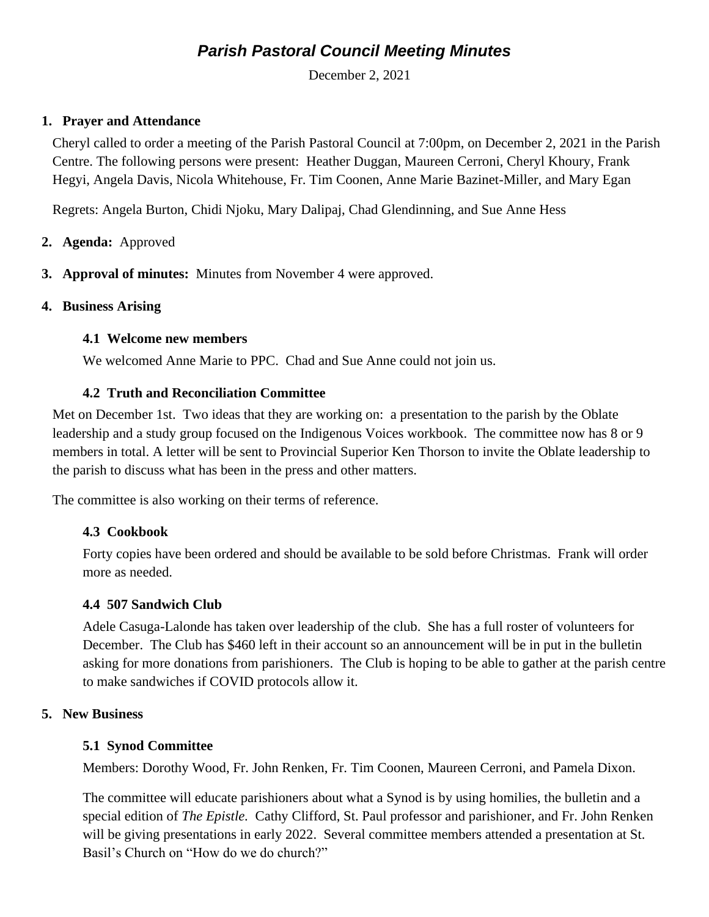# *Parish Pastoral Council Meeting Minutes*

December 2, 2021

## 1. Prayer and Attendance

Cheryl called to order a meeting of the Parish Pastoral Council at 7:00pm, on December 2, 2021 in the Parish Centre. The following persons were present: Heather Duggan, Maureen Cerroni, Cheryl Khoury, Frank Hegyi, Angela Davis, Nicola Whitehouse, Fr. Tim Coonen, Anne Marie Bazinet-Miller, and Mary Egan

Regrets: Angela Burton, Chidi Njoku, Mary Dalipaj, Chad Glendinning, and Sue Anne Hess

## 2. Agenda: Approved

## 3. Approval of minutes: Minutes from November 4 were approved.

## 4. Business Arising

### 4.1 Welcome new members

We welcomed Anne Marie to PPC. Chad and Sue Anne could not join us.

### 4.2 Truth and Reconciliation Committee

Met on December 1st. Two ideas that they are working on: a presentation to the parish by the Oblate leadership and a study group focused on the Indigenous Voices workbook. The committee now has 8 or 9 members in total. A letter will be sent to Provincial Superior Ken Thorson to invite the Oblate leadership to the parish to discuss what has been in the press and other matters.

The committee is also working on their terms of reference.

### 4.3 Cookbook

Forty copies have been ordered and should be available to be sold before Christmas. Frank will order more as needed.

### 4.4 507 Sandwich Club

Adele Casuga-Lalonde has taken over leadership of the club. She has a full roster of volunteers for December. The Club has $460 left in their account so an announcement will be in put in the bulletin asking for more donations from parishioners. The Club is hoping to be able to gather at the parish centre to make sandwiches if COVID protocols allow it.

## 5. New Business

### 5.1 Synod Committee

Members: Dorothy Wood, Fr. John Renken, Fr. Tim Coonen, Maureen Cerroni, and Pamela Dixon.

The committee will educate parishioners about what a Synod is by using homilies, the bulletin and a special edition of *The Epistle*. Cathy Clifford, St. Paul professor and parishioner, and Fr. John Renken will be giving presentations in early 2022. Several committee members attended a presentation at St. Basil's Church on "How do we do church?"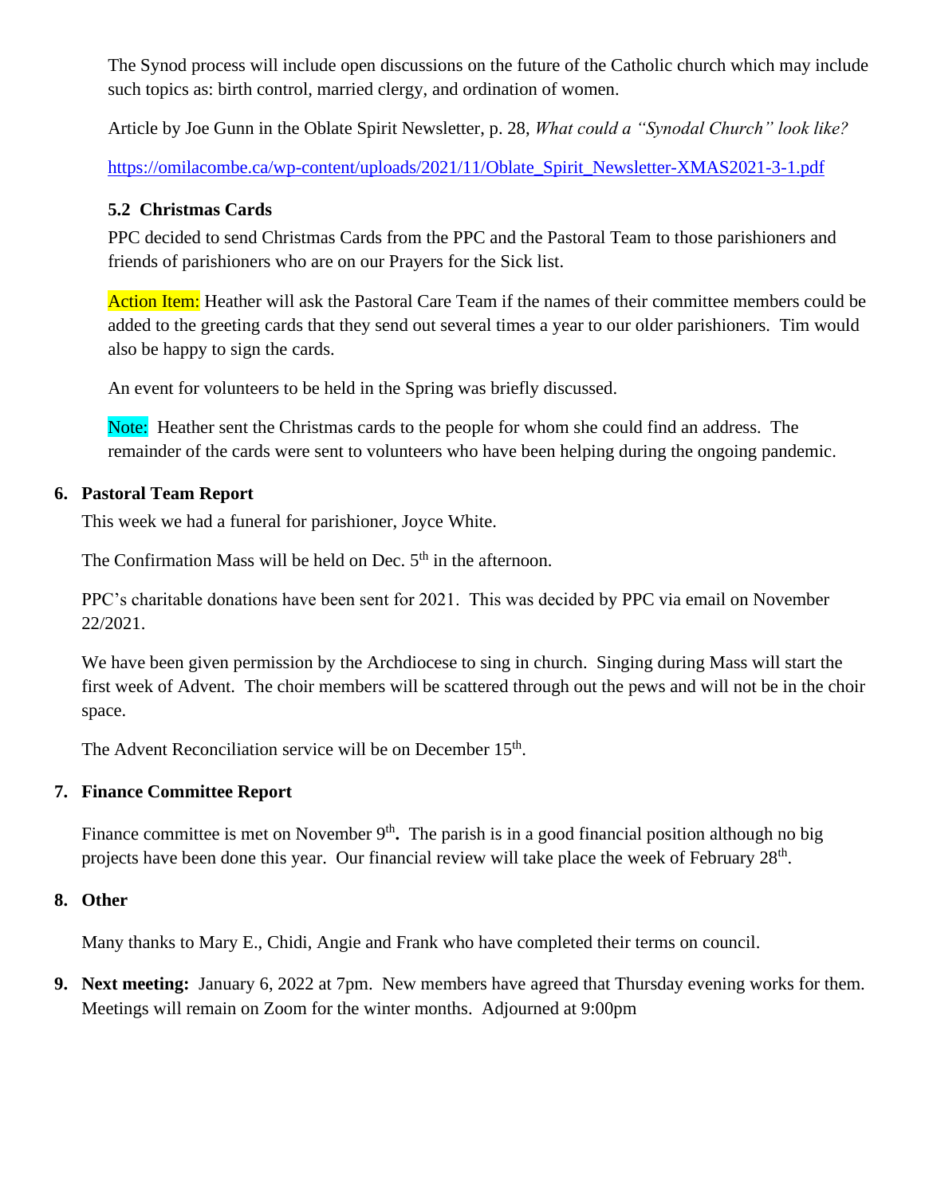The Synod process will include open discussions on the future of the Catholic church which may include such topics as: birth control, married clergy, and ordination of women.

Article by Joe Gunn in the Oblate Spirit Newsletter, p. 28, *What could a "Synodal Church" look like?*

https://omilacombe.ca/wp-content/uploads/2021/11/Oblate_Spirit_Newsletter-XMAS2021-3-1.pdf

### 5.2 Christmas Cards

PPC decided to send Christmas Cards from the PPC and the Pastoral Team to those parishioners and friends of parishioners who are on our Prayers for the Sick list.

Action Item: Heather will ask the Pastoral Care Team if the names of their committee members could be added to the greeting cards that they send out several times a year to our older parishioners. Tim would also be happy to sign the cards.

An event for volunteers to be held in the Spring was briefly discussed.

Note: Heather sent the Christmas cards to the people for whom she could find an address. The remainder of the cards were sent to volunteers who have been helping during the ongoing pandemic.

## 6. Pastoral Team Report

This week we had a funeral for parishioner, Joyce White.

The Confirmation Mass will be held on Dec. 5th in the afternoon.

PPC's charitable donations have been sent for 2021. This was decided by PPC via email on November 22/2021.

We have been given permission by the Archdiocese to sing in church. Singing during Mass will start the first week of Advent. The choir members will be scattered through out the pews and will not be in the choir space.

The Advent Reconciliation service will be on December 15th.

## 7. Finance Committee Report

Finance committee is met on November 9th**.** The parish is in a good financial position although no big projects have been done this year. Our financial review will take place the week of February 28th.

## 8. Other

Many thanks to Mary E., Chidi, Angie and Frank who have completed their terms on council.

## 9. Next meeting:

January 6, 2022 at 7pm. New members have agreed that Thursday evening works for them. Meetings will remain on Zoom for the winter months. Adjourned at 9:00pm